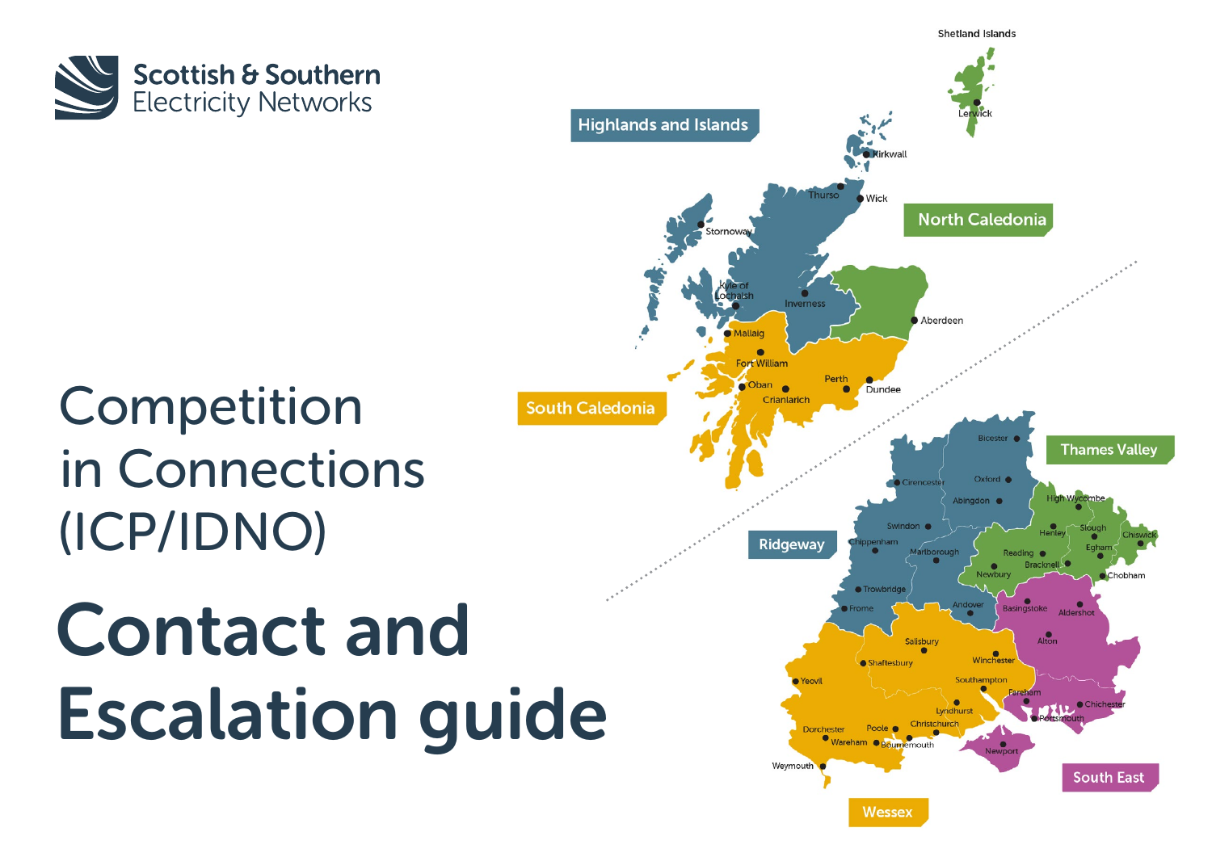Scottish & Southern Electricity Networks

# Competition in Connections (ICP/IDNO)

# Contact and Escalation guide

Highlands and Islands

North Caledonia

South Caledonia

Thames Valley

Ridgeway

South East

Wessex

Shetland Islands, Lerwick, Kirkwall, Thurso, Wick, Stornoway, Kyle of Lochalsh, Inverness, Aberdeen, Mallaig, Fort William, Oban, Crianlarich, Perth, Dundee, Bicester, Oxford, Cirencester, Abingdon, High Wycombe, Swindon, Henley, Slough, Chiswick, Chippenham, Marlborough, Reading, Egham, Bracknell, Newbury, Chobham, Trowbridge, Frome, Andover, Basingstoke, Aldershot, Salisbury, Alton, Shaftesbury, Winchester, Yeovil, Southampton, Fareham, Chichester, Lyndhurst, Portsmouth, Dorchester, Poole, Christchurch, Wareham, Bournemouth, Newport, Weymouth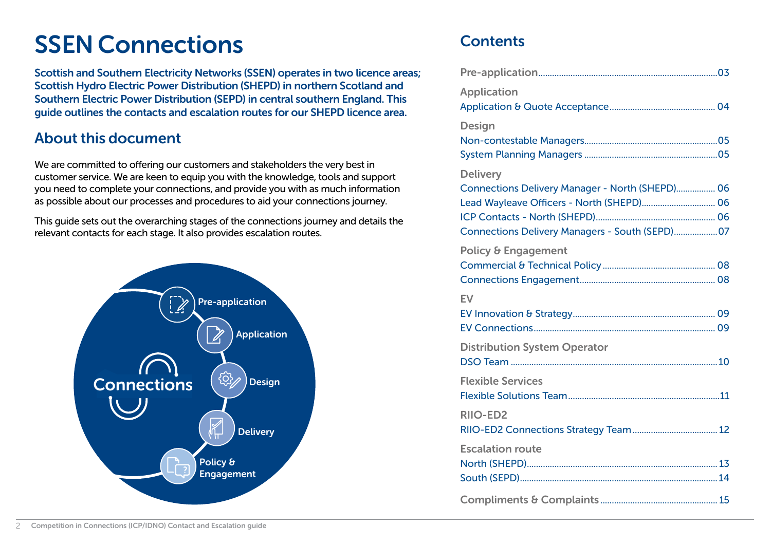# SSEN Connections

**Scottish and Southern Electricity Networks (SSEN) operates in two licence areas; Scottish Hydro Electric Power Distribution (SHEPD) in northern Scotland and Southern Electric Power Distribution (SEPD) in central southern England. This guide outlines the contacts and escalation routes for our SHEPD licence area.**

## About this document

We are committed to offering our customers and stakeholders the very best in customer service. We are keen to equip you with the knowledge, tools and support you need to complete your connections, and provide you with as much information as possible about our processes and procedures to aid your connections journey.

This guide sets out the overarching stages of the connections journey and details the relevant contacts for each stage. It also provides escalation routes.

Connections

- Pre-application
- Application
- Design
- Delivery
- Policy & Engagement

## Contents

Pre-application ..... 03

Application

- Application & Quote Acceptance ..... 04

Design

- Non-contestable Managers ..... 05
- System Planning Managers ..... 05

Delivery

- Connections Delivery Manager - North (SHEPD) ..... 06
- Lead Wayleave Officers - North (SHEPD) ..... 06
- ICP Contacts - North (SHEPD) ..... 06
- Connections Delivery Managers - South (SEPD) ..... 07

Policy & Engagement

- Commercial & Technical Policy ..... 08
- Connections Engagement ..... 08

EV

- EV Innovation & Strategy ..... 09
- EV Connections ..... 09

Distribution System Operator

- DSO Team ..... 10

Flexible Services

- Flexible Solutions Team ..... 11

RIIO-ED2

- RIIO-ED2 Connections Strategy Team ..... 12

Escalation route

- North (SHEPD) ..... 13
- South (SEPD) ..... 14

Compliments & Complaints ..... 15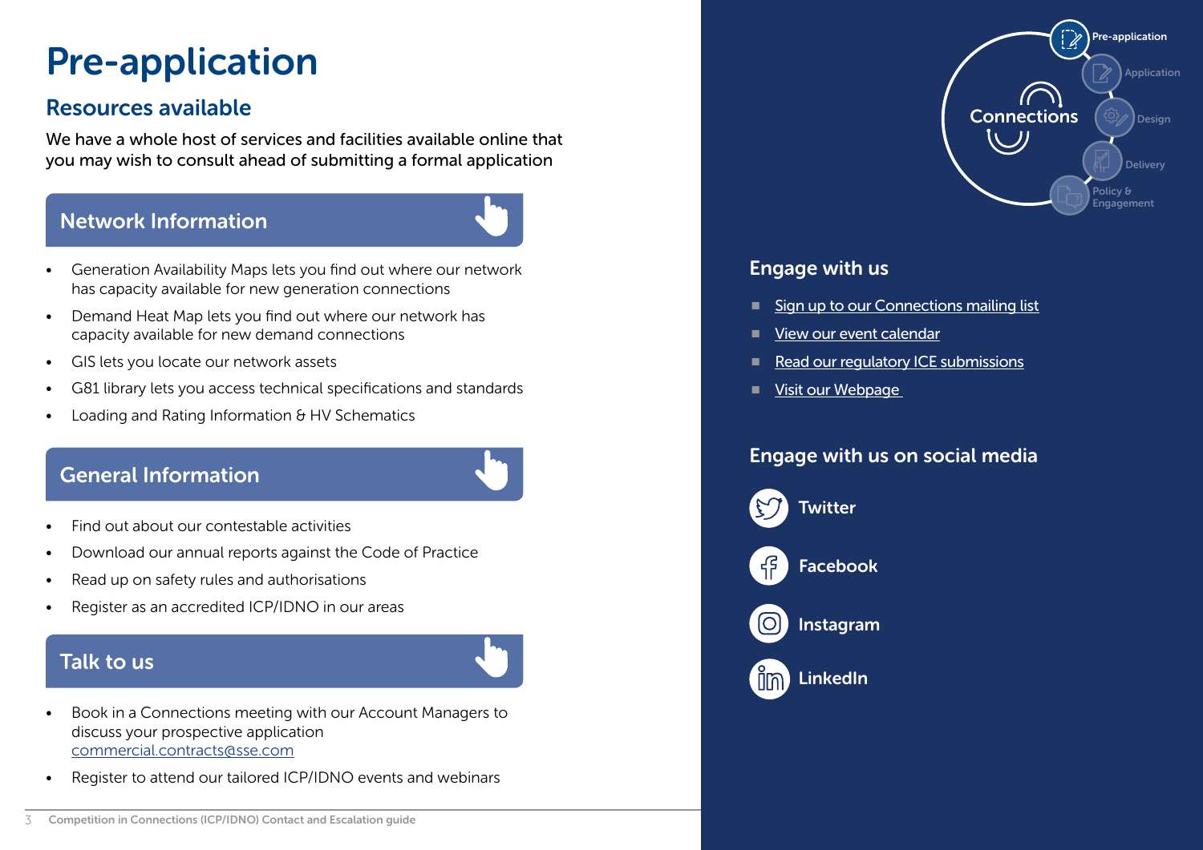# Pre-application

## Resources available

We have a whole host of services and facilities available online that you may wish to consult ahead of submitting a formal application

### Network Information

- Generation Availability Maps lets you find out where our network has capacity available for new generation connections
- Demand Heat Map lets you find out where our network has capacity available for new demand connections
- GIS lets you locate our network assets
- G81 library lets you access technical specifications and standards
- Loading and Rating Information & HV Schematics

### General Information

- Find out about our contestable activities
- Download our annual reports against the Code of Practice
- Read up on safety rules and authorisations
- Register as an accredited ICP/IDNO in our areas

### Talk to us

- Book in a Connections meeting with our Account Managers to discuss your prospective application commercial.contracts@sse.com
- Register to attend our tailored ICP/IDNO events and webinars

Connections: Pre-application, Application, Design, Delivery, Policy & Engagement

### Engage with us

- Sign up to our Connections mailing list
- View our event calendar
- Read our regulatory ICE submissions
- Visit our Webpage

### Engage with us on social media

- Twitter
- Facebook
- Instagram
- LinkedIn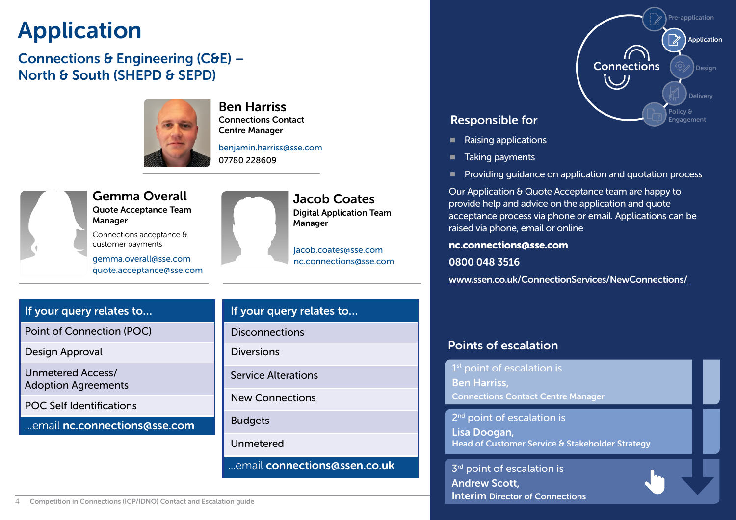# Application

## Connections & Engineering (C&E) – North & South (SHEPD & SEPD)

**Ben Harriss**
**Connections Contact Centre Manager**
benjamin.harriss@sse.com
07780 228609

**Gemma Overall**
**Quote Acceptance Team Manager**
Connections acceptance & customer payments
gemma.overall@sse.com
quote.acceptance@sse.com

**Jacob Coates**
**Digital Application Team Manager**
jacob.coates@sse.com
nc.connections@sse.com

| If your query relates to... |
|---|
| Point of Connection (POC) |
| Design Approval |
| Unmetered Access/ Adoption Agreements |
| POC Self Identifications |
| ...email **nc.connections@sse.com** |

| If your query relates to... |
|---|
| Disconnections |
| Diversions |
| Service Alterations |
| New Connections |
| Budgets |
| Unmetered |
| ...email **connections@ssen.co.uk** |

Connections: Pre-application, Application, Design, Delivery, Policy & Engagement

### Responsible for

- Raising applications
- Taking payments
- Providing guidance on application and quotation process

Our Application & Quote Acceptance team are happy to provide help and advice on the application and quote acceptance process via phone or email. Applications can be raised via phone, email or online

**nc.connections@sse.com**

**0800 048 3516**

www.ssen.co.uk/ConnectionServices/NewConnections/

### Points of escalation

1st point of escalation is
**Ben Harriss,**
**Connections Contact Centre Manager**

2nd point of escalation is
**Lisa Doogan,**
**Head of Customer Service & Stakeholder Strategy**

3rd point of escalation is
**Andrew Scott,**
**Interim Director of Connections**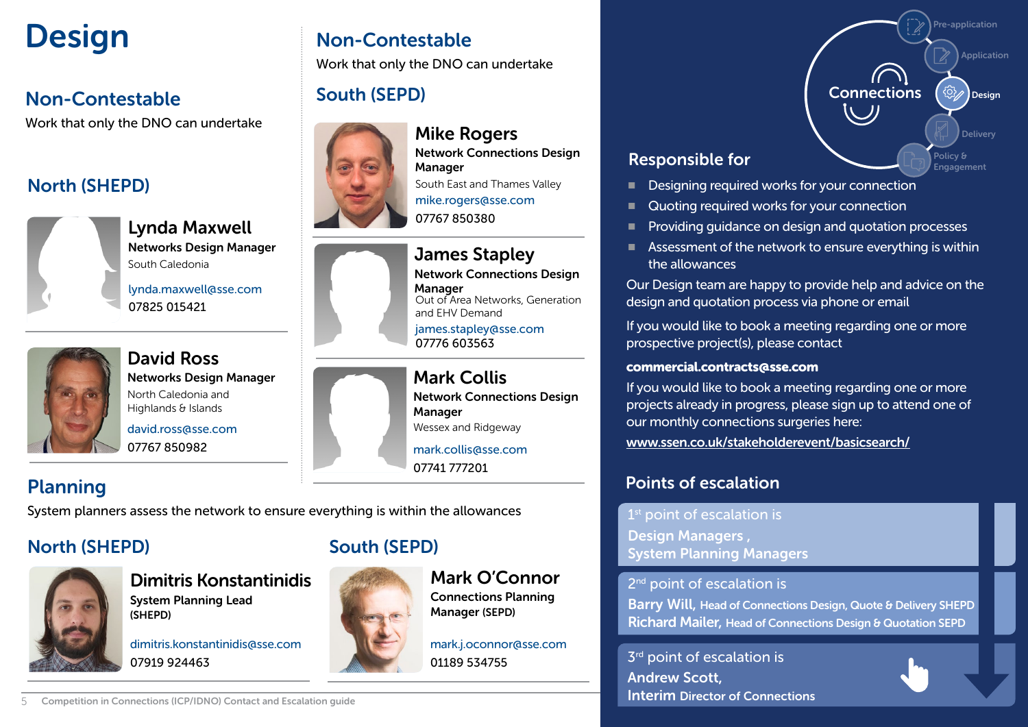# Design

## Non-Contestable

Work that only the DNO can undertake

### North (SHEPD)

**Lynda Maxwell**
**Networks Design Manager**
South Caledonia
lynda.maxwell@sse.com
07825 015421

**David Ross**
**Networks Design Manager**
North Caledonia and Highlands & Islands
david.ross@sse.com
07767 850982

## Non-Contestable

Work that only the DNO can undertake

### South (SEPD)

**Mike Rogers**
**Network Connections Design Manager**
South East and Thames Valley
mike.rogers@sse.com
07767 850380

**James Stapley**
**Network Connections Design Manager**
Out of Area Networks, Generation and EHV Demand
james.stapley@sse.com
07776 603563

**Mark Collis**
**Network Connections Design Manager**
Wessex and Ridgeway
mark.collis@sse.com
07741 777201

## Planning

System planners assess the network to ensure everything is within the allowances

### North (SHEPD)

**Dimitris Konstantinidis**
**System Planning Lead (SHEPD)**
dimitris.konstantinidis@sse.com
07919 924463

### South (SEPD)

**Mark O'Connor**
**Connections Planning Manager (SEPD)**
mark.j.oconnor@sse.com
01189 534755

Connections: Pre-application, Application, Design, Delivery, Policy & Engagement

## Responsible for

- Designing required works for your connection
- Quoting required works for your connection
- Providing guidance on design and quotation processes
- Assessment of the network to ensure everything is within the allowances

Our Design team are happy to provide help and advice on the design and quotation process via phone or email

If you would like to book a meeting regarding one or more prospective project(s), please contact

**commercial.contracts@sse.com**

If you would like to book a meeting regarding one or more projects already in progress, please sign up to attend one of our monthly connections surgeries here:

www.ssen.co.uk/stakeholderevent/basicsearch/

## Points of escalation

1st point of escalation is
**Design Managers , System Planning Managers**

2nd point of escalation is
**Barry Will,** Head of Connections Design, Quote & Delivery SHEPD
**Richard Mailer,** Head of Connections Design & Quotation SEPD

3rd point of escalation is
**Andrew Scott, Interim** Director of Connections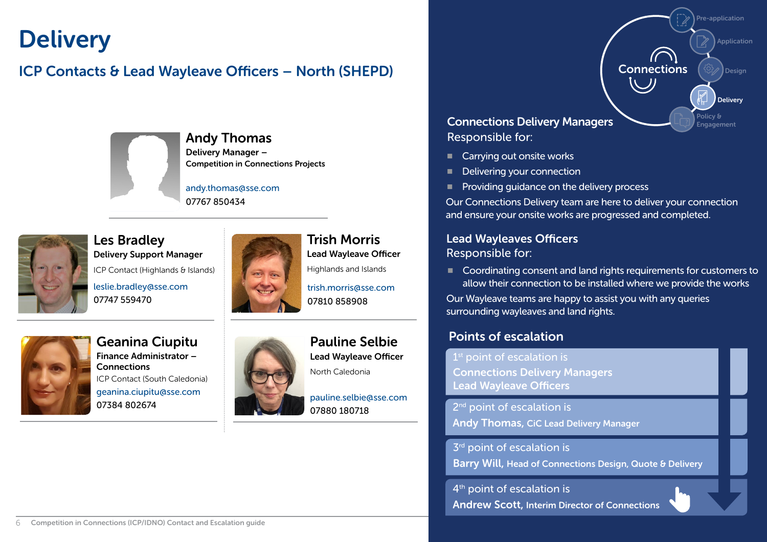# Delivery

## ICP Contacts & Lead Wayleave Officers – North (SHEPD)

**Andy Thomas**
**Delivery Manager – Competition in Connections Projects**
andy.thomas@sse.com
07767 850434

**Les Bradley**
**Delivery Support Manager**
ICP Contact (Highlands & Islands)
leslie.bradley@sse.com
07747 559470

**Trish Morris**
**Lead Wayleave Officer**
Highlands and Islands
trish.morris@sse.com
07810 858908

**Geanina Ciupitu**
**Finance Administrator – Connections**
ICP Contact (South Caledonia)
geanina.ciupitu@sse.com
07384 802674

**Pauline Selbie**
**Lead Wayleave Officer**
North Caledonia
pauline.selbie@sse.com
07880 180718

Pre-application · Application · Design · **Delivery** · Policy & Engagement

Connections

### Connections Delivery Managers

Responsible for:

- Carrying out onsite works
- Delivering your connection
- Providing guidance on the delivery process

Our Connections Delivery team are here to deliver your connection and ensure your onsite works are progressed and completed.

### Lead Wayleaves Officers

Responsible for:

- Coordinating consent and land rights requirements for customers to allow their connection to be installed where we provide the works

Our Wayleave teams are happy to assist you with any queries surrounding wayleaves and land rights.

### Points of escalation

1st point of escalation is
**Connections Delivery Managers**
**Lead Wayleave Officers**

2nd point of escalation is
**Andy Thomas,** CiC Lead Delivery Manager

3rd point of escalation is
**Barry Will,** Head of Connections Design, Quote & Delivery

4th point of escalation is
**Andrew Scott,** Interim Director of Connections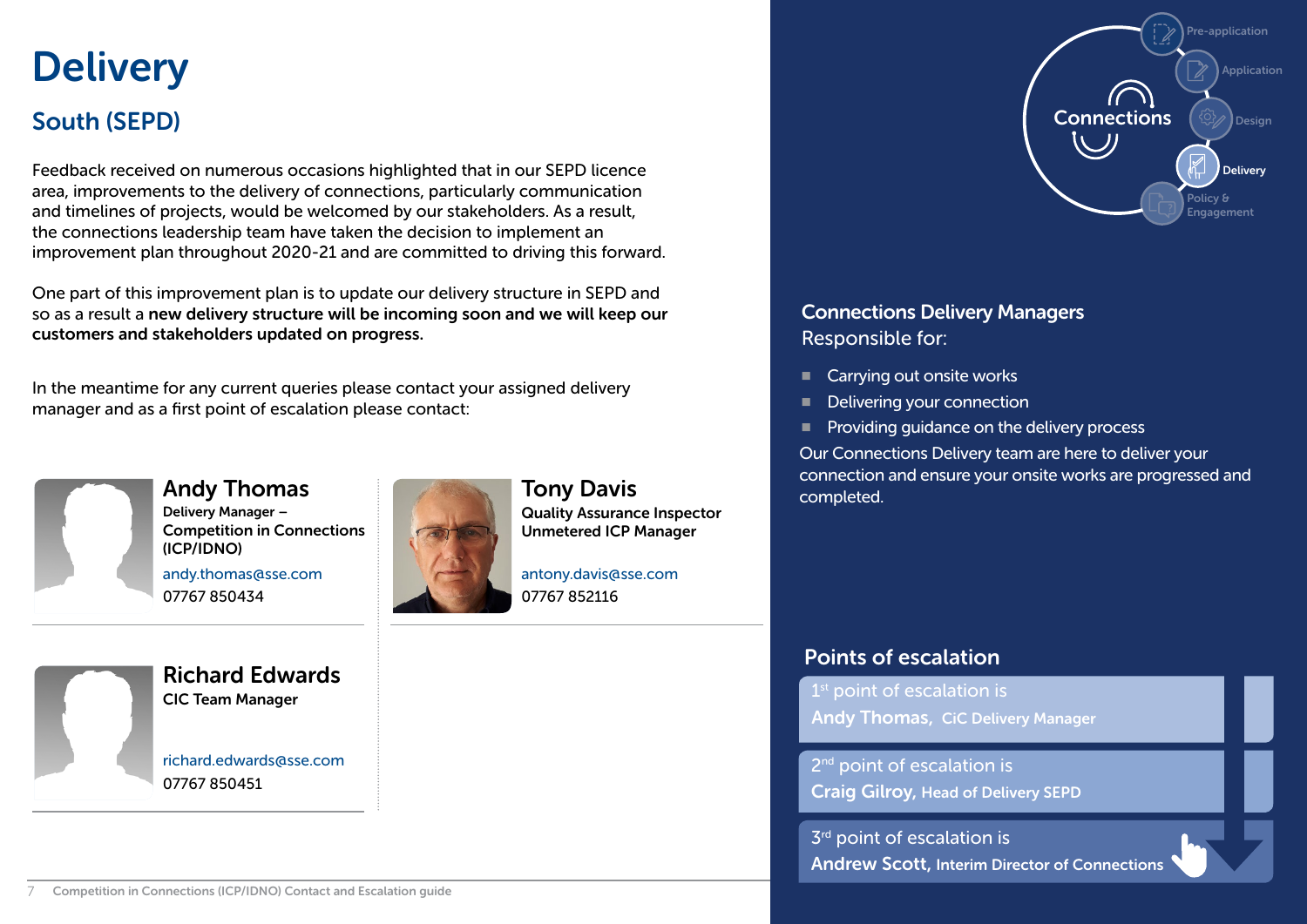# Delivery

## South (SEPD)

Feedback received on numerous occasions highlighted that in our SEPD licence area, improvements to the delivery of connections, particularly communication and timelines of projects, would be welcomed by our stakeholders. As a result, the connections leadership team have taken the decision to implement an improvement plan throughout 2020-21 and are committed to driving this forward.

One part of this improvement plan is to update our delivery structure in SEPD and so as a result a **new delivery structure will be incoming soon and we will keep our customers and stakeholders updated on progress.**

In the meantime for any current queries please contact your assigned delivery manager and as a first point of escalation please contact:

### Andy Thomas

**Delivery Manager – Competition in Connections (ICP/IDNO)**

andy.thomas@sse.com

07767 850434

### Tony Davis

**Quality Assurance Inspector Unmetered ICP Manager**

antony.davis@sse.com

07767 852116

### Richard Edwards

**CIC Team Manager**

richard.edwards@sse.com

07767 850451

Connections: Pre-application, Application, Design, Delivery, Policy & Engagement

## Connections Delivery Managers

Responsible for:

- Carrying out onsite works
- Delivering your connection
- Providing guidance on the delivery process

Our Connections Delivery team are here to deliver your connection and ensure your onsite works are progressed and completed.

## Points of escalation

1st point of escalation is
**Andy Thomas,** CiC Delivery Manager

2nd point of escalation is
**Craig Gilroy,** Head of Delivery SEPD

3rd point of escalation is
**Andrew Scott,** Interim Director of Connections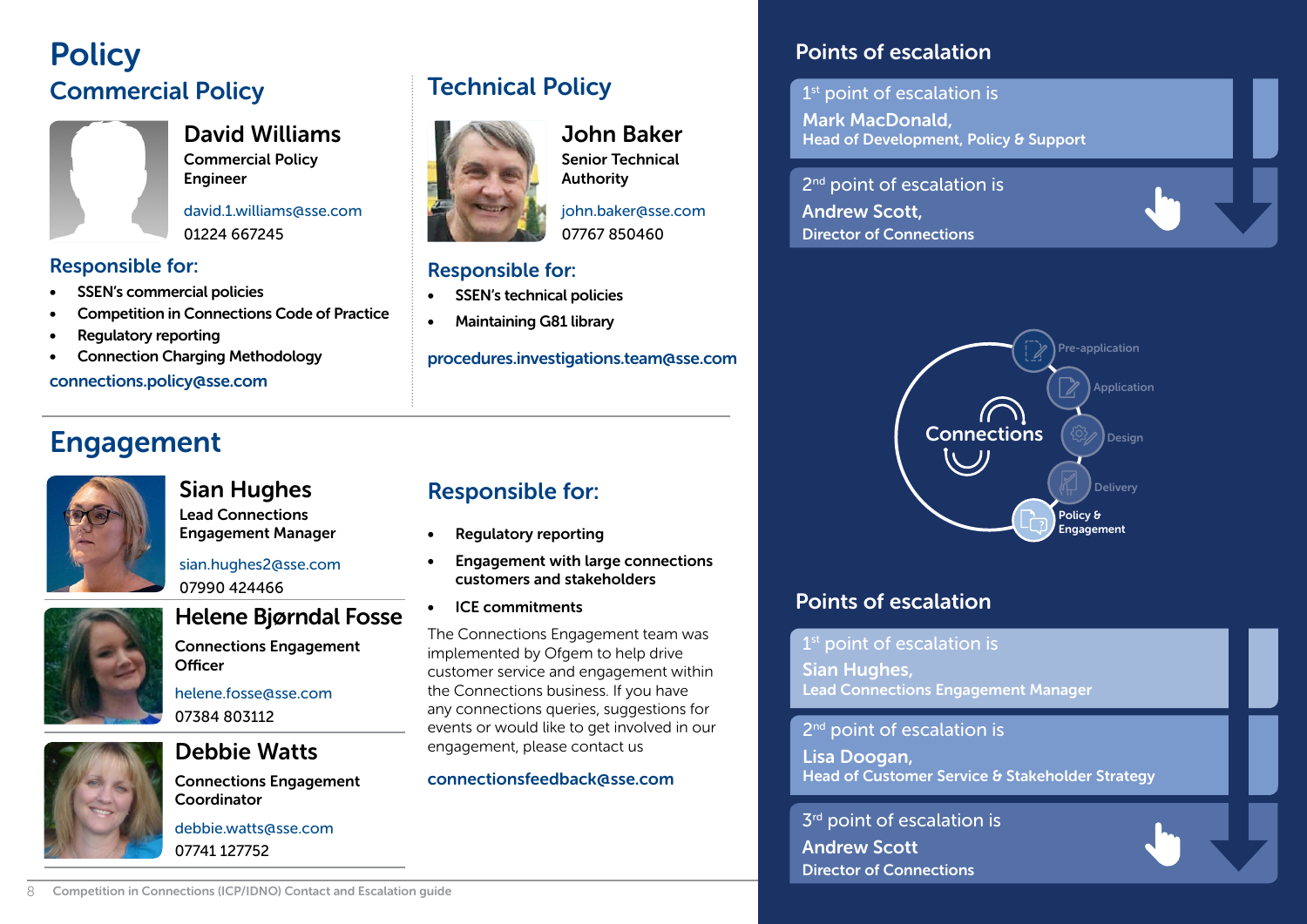# Policy

## Commercial Policy

### David Williams

Commercial Policy Engineer

david.1.williams@sse.com

01224 667245

### Responsible for:

- SSEN's commercial policies
- Competition in Connections Code of Practice
- Regulatory reporting
- Connection Charging Methodology

connections.policy@sse.com

## Technical Policy

### John Baker

Senior Technical Authority

john.baker@sse.com

07767 850460

### Responsible for:

- SSEN's technical policies
- Maintaining G81 library

procedures.investigations.team@sse.com

# Engagement

### Sian Hughes

Lead Connections Engagement Manager

sian.hughes2@sse.com

07990 424466

### Helene Bjørndal Fosse

Connections Engagement Officer

helene.fosse@sse.com

07384 803112

### Debbie Watts

Connections Engagement Coordinator

debbie.watts@sse.com

07741 127752

### Responsible for:

- Regulatory reporting
- Engagement with large connections customers and stakeholders
- ICE commitments

The Connections Engagement team was implemented by Ofgem to help drive customer service and engagement within the Connections business. If you have any connections queries, suggestions for events or would like to get involved in our engagement, please contact us

connectionsfeedback@sse.com

## Points of escalation

1st point of escalation is
**Mark MacDonald,**
**Head of Development, Policy & Support**

2nd point of escalation is
**Andrew Scott,**
**Director of Connections**

Connections: Pre-application, Application, Design, Delivery, Policy & Engagement

## Points of escalation

1st point of escalation is
**Sian Hughes,**
**Lead Connections Engagement Manager**

2nd point of escalation is
**Lisa Doogan,**
**Head of Customer Service & Stakeholder Strategy**

3rd point of escalation is
**Andrew Scott**
**Director of Connections**

Competition in Connections (ICP/IDNO) Contact and Escalation guide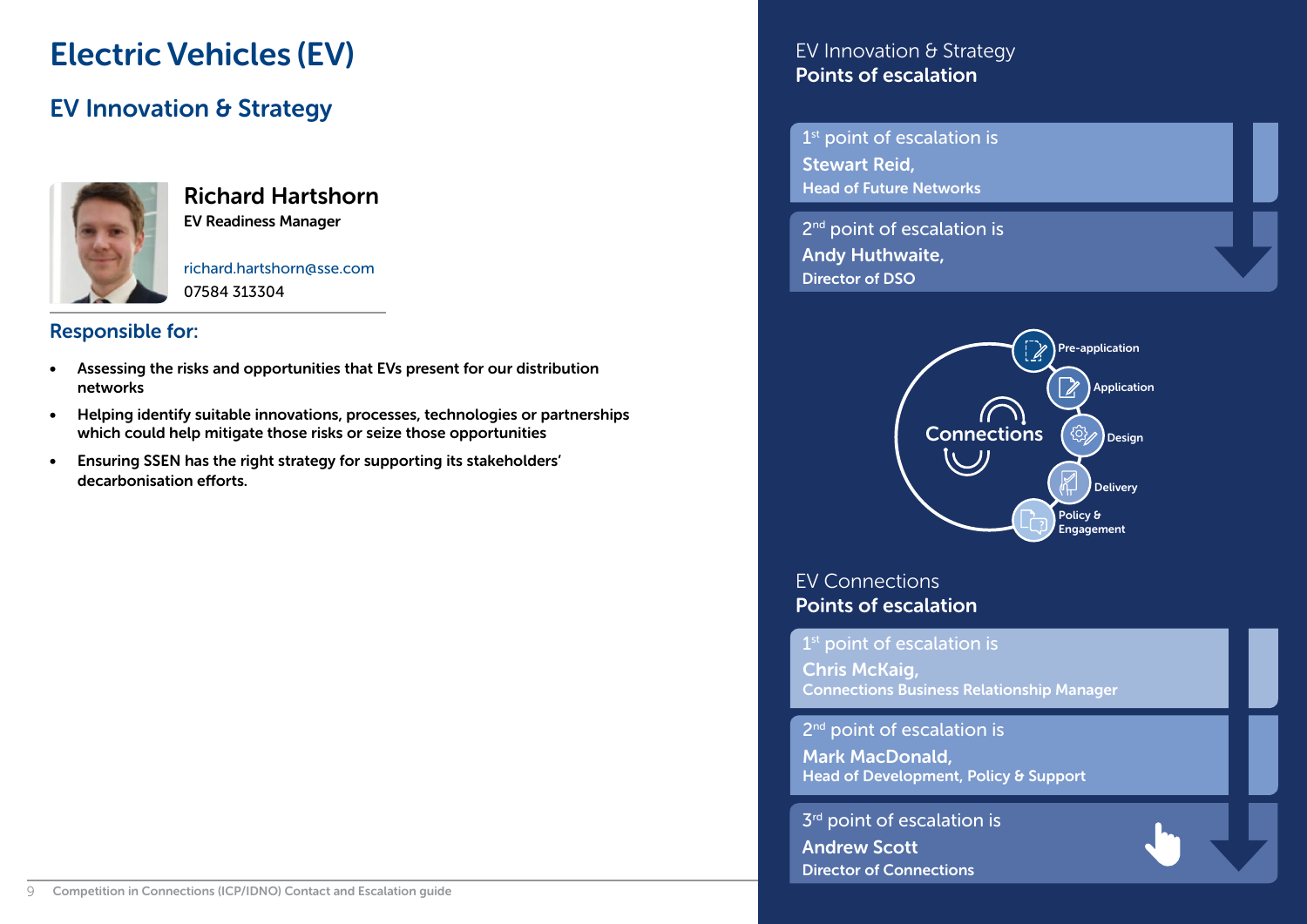# Electric Vehicles (EV)

## EV Innovation & Strategy

**Richard Hartshorn**
**EV Readiness Manager**

richard.hartshorn@sse.com
07584 313304

### Responsible for:

- Assessing the risks and opportunities that EVs present for our distribution networks
- Helping identify suitable innovations, processes, technologies or partnerships which could help mitigate those risks or seize those opportunities
- Ensuring SSEN has the right strategy for supporting its stakeholders' decarbonisation efforts.

EV Innovation & Strategy
**Points of escalation**

1st point of escalation is
**Stewart Reid,**
**Head of Future Networks**

2nd point of escalation is
**Andy Huthwaite,**
**Director of DSO**

Connections: Pre-application, Application, Design, Delivery, Policy & Engagement

EV Connections
**Points of escalation**

1st point of escalation is
**Chris McKaig,**
**Connections Business Relationship Manager**

2nd point of escalation is
**Mark MacDonald,**
**Head of Development, Policy & Support**

3rd point of escalation is
**Andrew Scott**
**Director of Connections**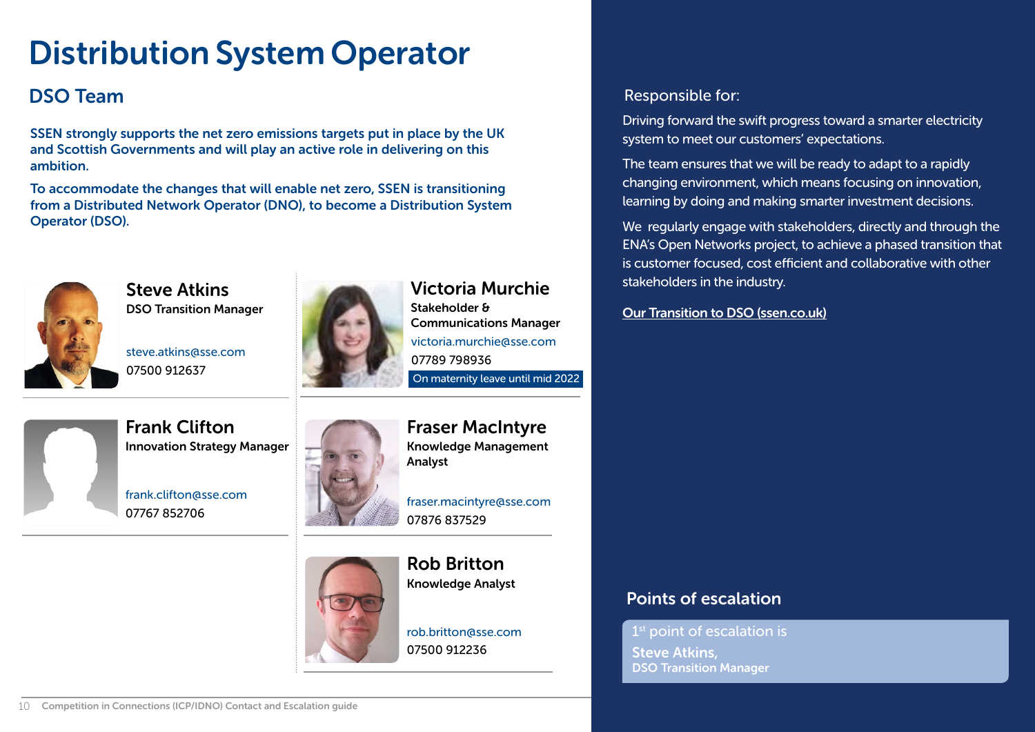# Distribution System Operator

## DSO Team

**SSEN strongly supports the net zero emissions targets put in place by the UK and Scottish Governments and will play an active role in delivering on this ambition.**

**To accommodate the changes that will enable net zero, SSEN is transitioning from a Distributed Network Operator (DNO), to become a Distribution System Operator (DSO).**

### Steve Atkins
**DSO Transition Manager**

steve.atkins@sse.com
07500 912637

### Victoria Murchie
**Stakeholder & Communications Manager**

victoria.murchie@sse.com
07789 798936

On maternity leave until mid 2022

### Frank Clifton
**Innovation Strategy Manager**

frank.clifton@sse.com
07767 852706

### Fraser MacIntyre
**Knowledge Management Analyst**

fraser.macintyre@sse.com
07876 837529

### Rob Britton
**Knowledge Analyst**

rob.britton@sse.com
07500 912236

Responsible for:

Driving forward the swift progress toward a smarter electricity system to meet our customers' expectations.

The team ensures that we will be ready to adapt to a rapidly changing environment, which means focusing on innovation, learning by doing and making smarter investment decisions.

We regularly engage with stakeholders, directly and through the ENA's Open Networks project, to achieve a phased transition that is customer focused, cost efficient and collaborative with other stakeholders in the industry.

Our Transition to DSO (ssen.co.uk)

### Points of escalation

1st point of escalation is

**Steve Atkins,**
**DSO Transition Manager**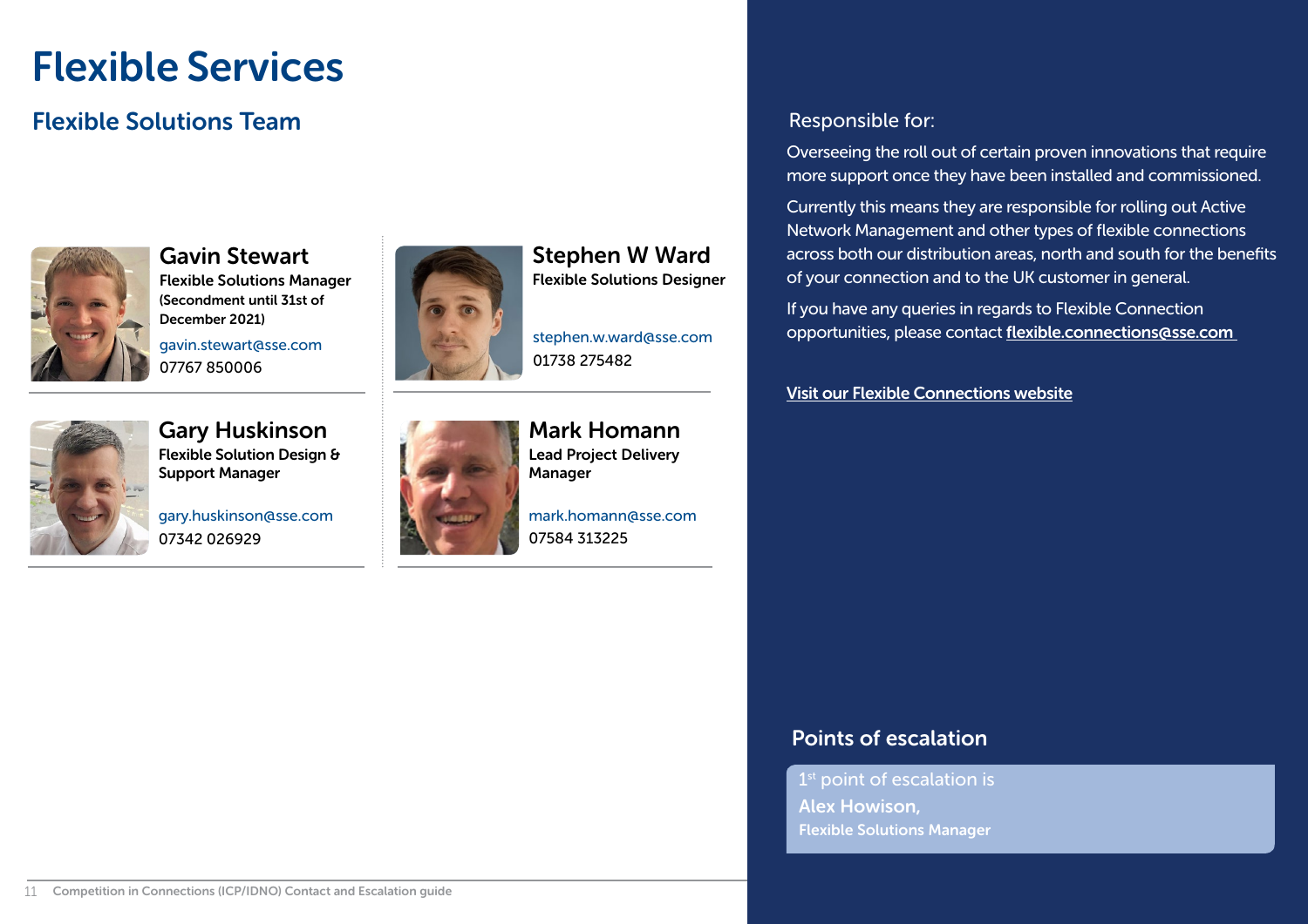# Flexible Services

## Flexible Solutions Team

### Gavin Stewart

**Flexible Solutions Manager**
**(Secondment until 31st of December 2021)**

gavin.stewart@sse.com
07767 850006

### Stephen W Ward

**Flexible Solutions Designer**

stephen.w.ward@sse.com
01738 275482

### Gary Huskinson

**Flexible Solution Design & Support Manager**

gary.huskinson@sse.com
07342 026929

### Mark Homann

**Lead Project Delivery Manager**

mark.homann@sse.com
07584 313225

Responsible for:

Overseeing the roll out of certain proven innovations that require more support once they have been installed and commissioned.

Currently this means they are responsible for rolling out Active Network Management and other types of flexible connections across both our distribution areas, north and south for the benefits of your connection and to the UK customer in general.

If you have any queries in regards to Flexible Connection opportunities, please contact **flexible.connections@sse.com**

**Visit our Flexible Connections website**

## Points of escalation

1st point of escalation is
**Alex Howison,**
**Flexible Solutions Manager**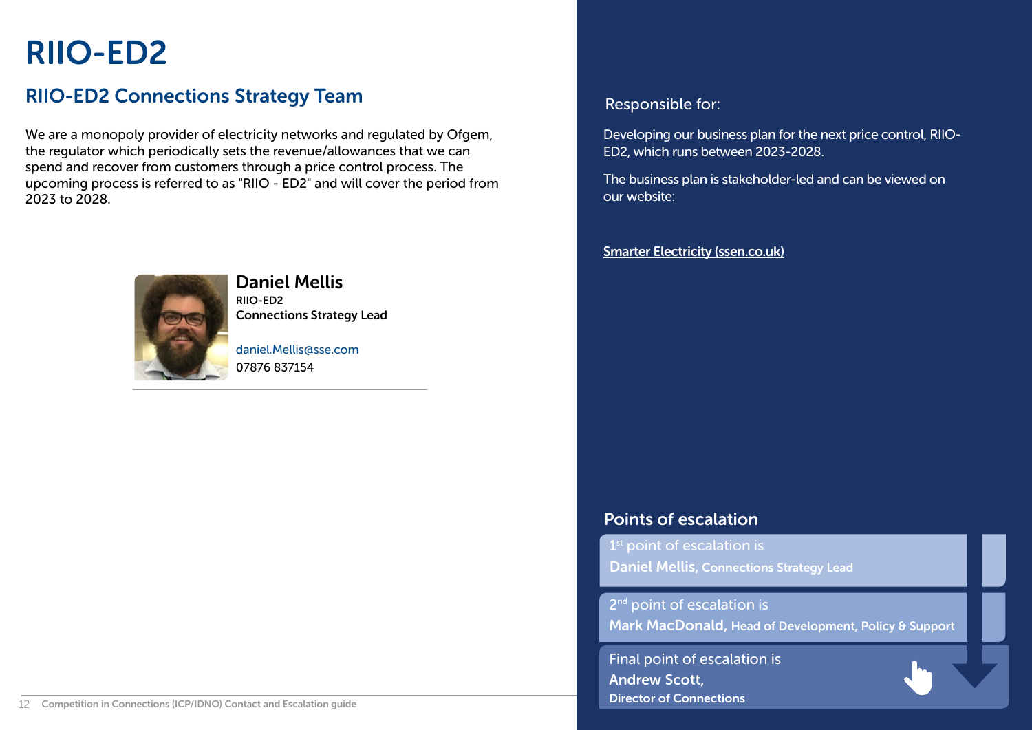# RIIO-ED2

## RIIO-ED2 Connections Strategy Team

We are a monopoly provider of electricity networks and regulated by Ofgem, the regulator which periodically sets the revenue/allowances that we can spend and recover from customers through a price control process. The upcoming process is referred to as "RIIO - ED2" and will cover the period from 2023 to 2028.

**Daniel Mellis**
RIIO-ED2
Connections Strategy Lead

daniel.Mellis@sse.com
07876 837154

### Responsible for:

Developing our business plan for the next price control, RIIO-ED2, which runs between 2023-2028.

The business plan is stakeholder-led and can be viewed on our website:

Smarter Electricity (ssen.co.uk)

### Points of escalation

1st point of escalation is
**Daniel Mellis,** Connections Strategy Lead

2nd point of escalation is
**Mark MacDonald,** Head of Development, Policy & Support

Final point of escalation is
**Andrew Scott,**
Director of Connections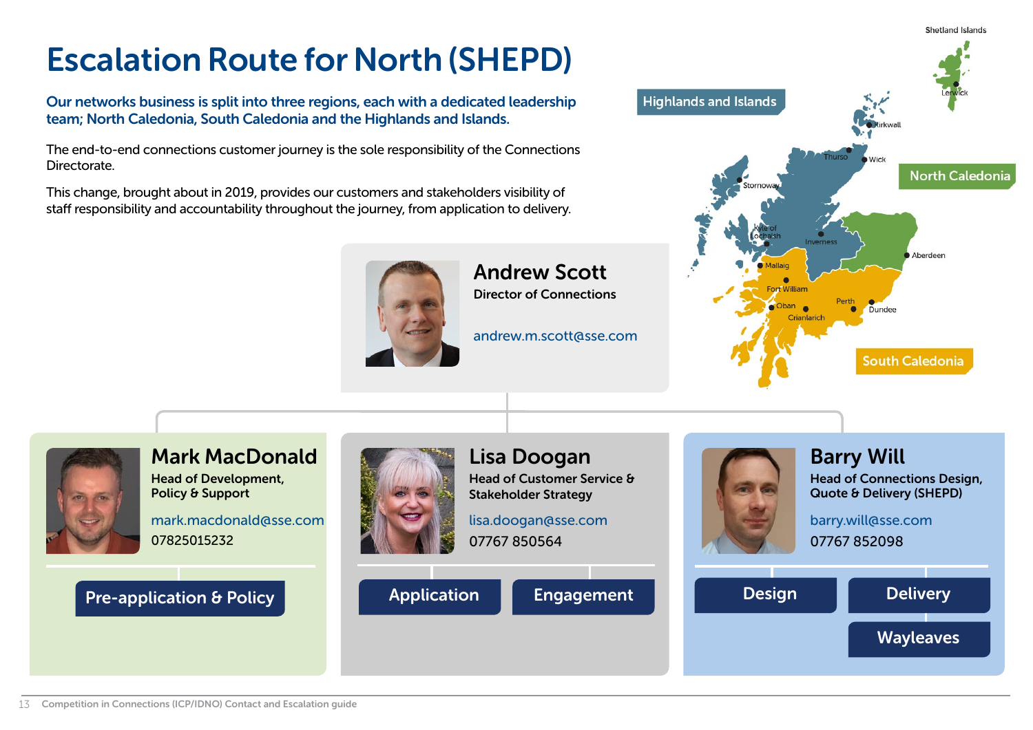# Escalation Route for North (SHEPD)

**Our networks business is split into three regions, each with a dedicated leadership team; North Caledonia, South Caledonia and the Highlands and Islands.**

The end-to-end connections customer journey is the sole responsibility of the Connections Directorate.

This change, brought about in 2019, provides our customers and stakeholders visibility of staff responsibility and accountability throughout the journey, from application to delivery.

Highlands and Islands

North Caledonia

South Caledonia

Shetland Islands, Lerwick, Kirkwall, Thurso, Wick, Stornoway, Kyle of Lochalsh, Inverness, Aberdeen, Mallaig, Fort William, Oban, Crianlarich, Perth, Dundee

## Andrew Scott

Director of Connections

andrew.m.scott@sse.com

## Mark MacDonald

Head of Development, Policy & Support

mark.macdonald@sse.com

07825015232

- Pre-application & Policy

## Lisa Doogan

Head of Customer Service & Stakeholder Strategy

lisa.doogan@sse.com

07767 850564

- Application
- Engagement

## Barry Will

Head of Connections Design, Quote & Delivery (SHEPD)

barry.will@sse.com

07767 852098

- Design
- Delivery
- Wayleaves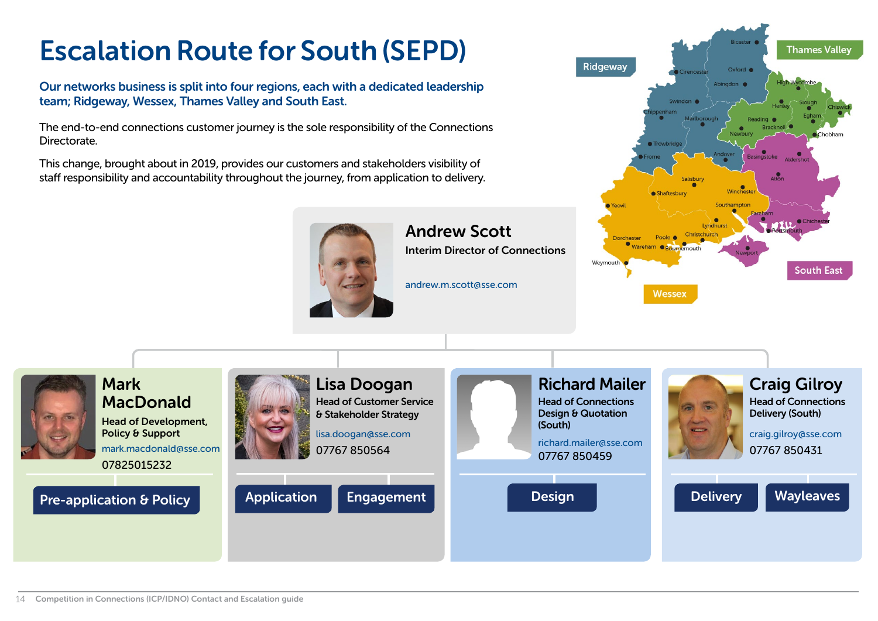# Escalation Route for South (SEPD)

**Our networks business is split into four regions, each with a dedicated leadership team; Ridgeway, Wessex, Thames Valley and South East.**

The end-to-end connections customer journey is the sole responsibility of the Connections Directorate.

This change, brought about in 2019, provides our customers and stakeholders visibility of staff responsibility and accountability throughout the journey, from application to delivery.

Ridgeway | Thames Valley | Wessex | South East

Bicester, Cirencester, Oxford, Abingdon, High Wycombe, Swindon, Henley, Slough, Chiswick, Chippenham, Marlborough, Egham, Reading, Bracknell, Newbury, Chobham, Trowbridge, Andover, Basingstoke, Aldershot, Frome, Salisbury, Alton, Shaftesbury, Winchester, Yeovil, Southampton, Fareham, Chichester, Lyndhurst, Portsmouth, Dorchester, Poole, Christchurch, Wareham, Bournemouth, Newport, Weymouth

## Andrew Scott

**Interim Director of Connections**

andrew.m.scott@sse.com

### Mark MacDonald

**Head of Development, Policy & Support**

mark.macdonald@sse.com

07825015232

- Pre-application & Policy

### Lisa Doogan

**Head of Customer Service & Stakeholder Strategy**

lisa.doogan@sse.com

07767 850564

- Application
- Engagement

### Richard Mailer

**Head of Connections Design & Quotation (South)**

richard.mailer@sse.com

07767 850459

- Design

### Craig Gilroy

**Head of Connections Delivery (South)**

craig.gilroy@sse.com

07767 850431

- Delivery
- Wayleaves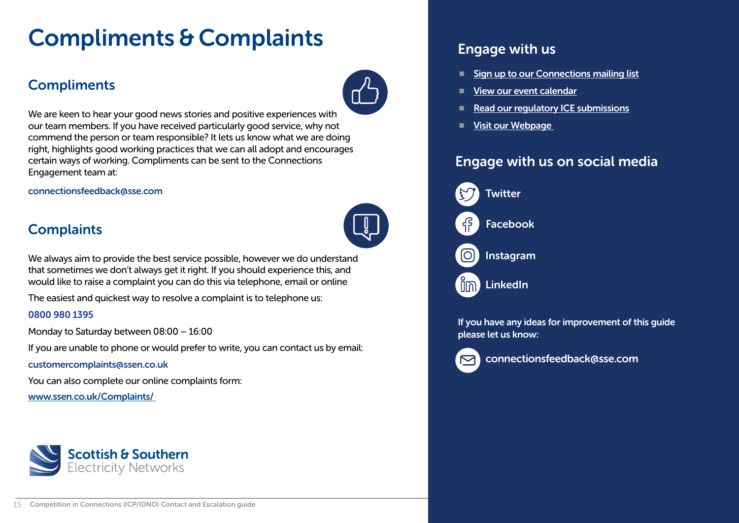# Compliments & Complaints

## Compliments

We are keen to hear your good news stories and positive experiences with our team members. If you have received particularly good service, why not commend the person or team responsible? It lets us know what we are doing right, highlights good working practices that we can all adopt and encourages certain ways of working. Compliments can be sent to the Connections Engagement team at:

connectionsfeedback@sse.com

## Complaints

We always aim to provide the best service possible, however we do understand that sometimes we don't always get it right. If you should experience this, and would like to raise a complaint you can do this via telephone, email or online

The easiest and quickest way to resolve a complaint is to telephone us:

0800 980 1395

Monday to Saturday between 08:00 – 16:00

If you are unable to phone or would prefer to write, you can contact us by email:

customercomplaints@ssen.co.uk

You can also complete our online complaints form:

www.ssen.co.uk/Complaints/

Scottish & Southern Electricity Networks

## Engage with us

- Sign up to our Connections mailing list
- View our event calendar
- Read our regulatory ICE submissions
- Visit our Webpage

## Engage with us on social media

Twitter

Facebook

Instagram

LinkedIn

If you have any ideas for improvement of this guide please let us know:

connectionsfeedback@sse.com